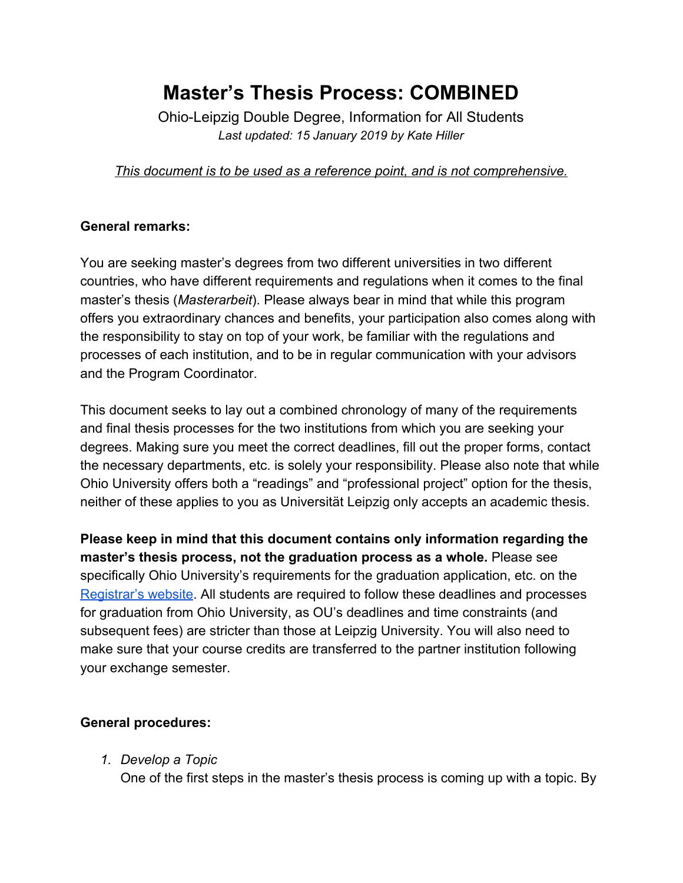# Master's Thesis Process: COMBINED

Ohio-Leipzig Double Degree, Information for All Students

*Last updated: 15 January 2019 by Kate Hiller*

*This document is to be used as a reference point, and is not comprehensive.*

**General remarks:**

You are seeking master's degrees from two different universities in two different countries, who have different requirements and regulations when it comes to the final master's thesis (*Masterarbeit*). Please always bear in mind that while this program offers you extraordinary chances and benefits, your participation also comes along with the responsibility to stay on top of your work, be familiar with the regulations and processes of each institution, and to be in regular communication with your advisors and the Program Coordinator.

This document seeks to lay out a combined chronology of many of the requirements and final thesis processes for the two institutions from which you are seeking your degrees. Making sure you meet the correct deadlines, fill out the proper forms, contact the necessary departments, etc. is solely your responsibility. Please also note that while Ohio University offers both a "readings" and "professional project" option for the thesis, neither of these applies to you as Universität Leipzig only accepts an academic thesis.

**Please keep in mind that this document contains only information regarding the master's thesis process, not the graduation process as a whole.** Please see specifically Ohio University's requirements for the graduation application, etc. on the [Registrar's website](). All students are required to follow these deadlines and processes for graduation from Ohio University, as OU's deadlines and time constraints (and subsequent fees) are stricter than those at Leipzig University. You will also need to make sure that your course credits are transferred to the partner institution following your exchange semester.

**General procedures:**

1. *Develop a Topic*
   One of the first steps in the master's thesis process is coming up with a topic. By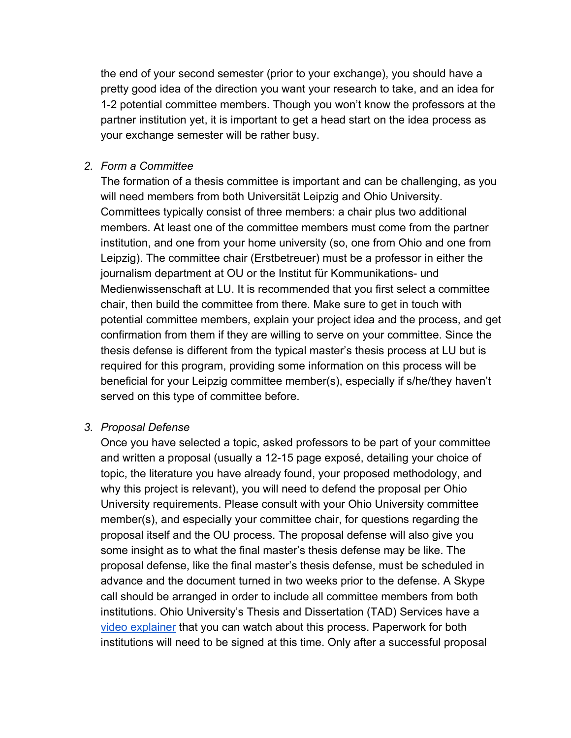the end of your second semester (prior to your exchange), you should have a pretty good idea of the direction you want your research to take, and an idea for 1-2 potential committee members. Though you won't know the professors at the partner institution yet, it is important to get a head start on the idea process as your exchange semester will be rather busy.

2. *Form a Committee*
   The formation of a thesis committee is important and can be challenging, as you will need members from both Universität Leipzig and Ohio University. Committees typically consist of three members: a chair plus two additional members. At least one of the committee members must come from the partner institution, and one from your home university (so, one from Ohio and one from Leipzig). The committee chair (Erstbetreuer) must be a professor in either the journalism department at OU or the Institut für Kommunikations- und Medienwissenschaft at LU. It is recommended that you first select a committee chair, then build the committee from there. Make sure to get in touch with potential committee members, explain your project idea and the process, and get confirmation from them if they are willing to serve on your committee. Since the thesis defense is different from the typical master's thesis process at LU but is required for this program, providing some information on this process will be beneficial for your Leipzig committee member(s), especially if s/he/they haven't served on this type of committee before.

3. *Proposal Defense*
   Once you have selected a topic, asked professors to be part of your committee and written a proposal (usually a 12-15 page exposé, detailing your choice of topic, the literature you have already found, your proposed methodology, and why this project is relevant), you will need to defend the proposal per Ohio University requirements. Please consult with your Ohio University committee member(s), and especially your committee chair, for questions regarding the proposal itself and the OU process. The proposal defense will also give you some insight as to what the final master's thesis defense may be like. The proposal defense, like the final master's thesis defense, must be scheduled in advance and the document turned in two weeks prior to the defense. A Skype call should be arranged in order to include all committee members from both institutions. Ohio University's Thesis and Dissertation (TAD) Services have a video explainer that you can watch about this process. Paperwork for both institutions will need to be signed at this time. Only after a successful proposal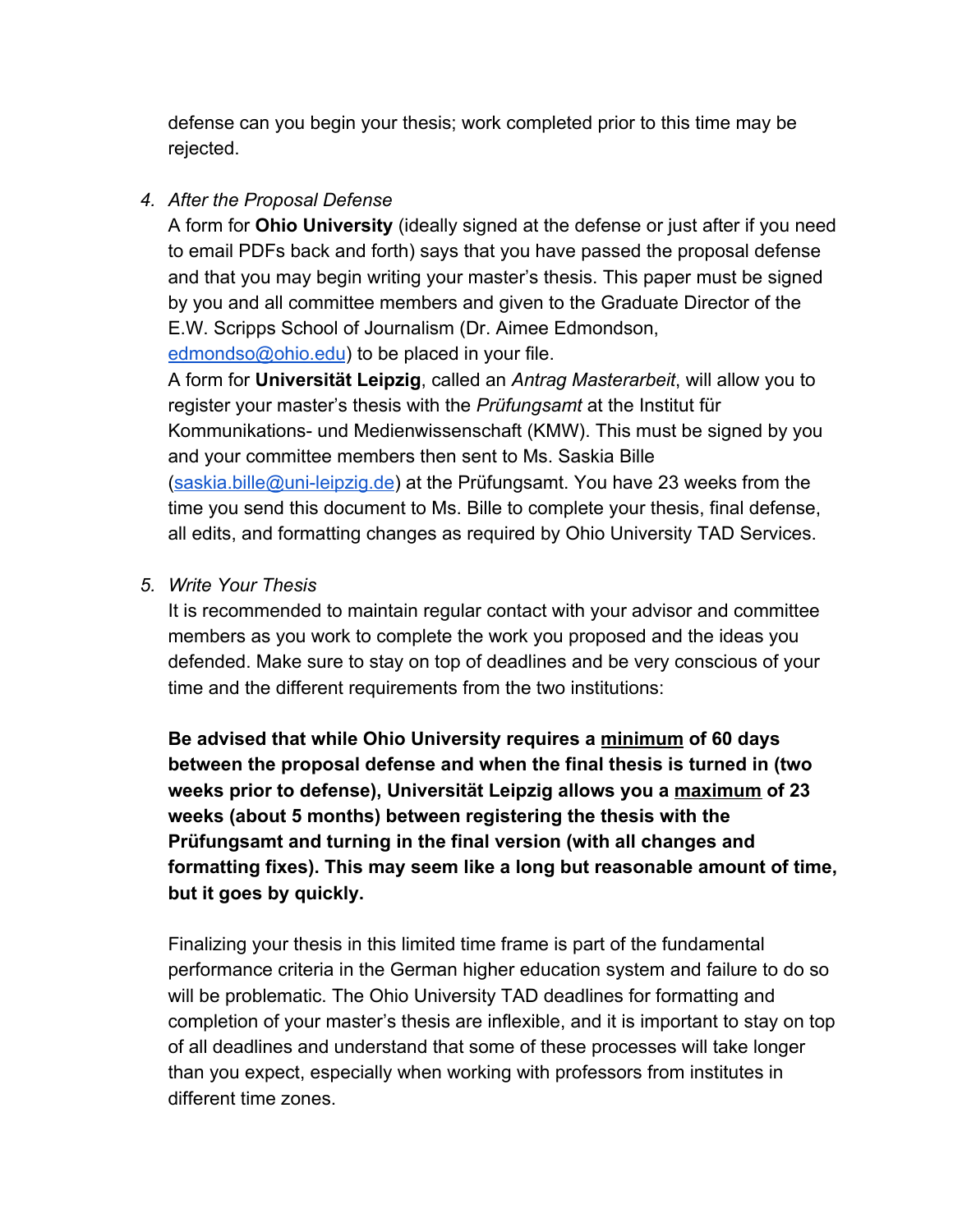defense can you begin your thesis; work completed prior to this time may be rejected.

4. *After the Proposal Defense*
   A form for **Ohio University** (ideally signed at the defense or just after if you need to email PDFs back and forth) says that you have passed the proposal defense and that you may begin writing your master's thesis. This paper must be signed by you and all committee members and given to the Graduate Director of the E.W. Scripps School of Journalism (Dr. Aimee Edmondson, edmondso@ohio.edu) to be placed in your file.
   A form for **Universität Leipzig**, called an *Antrag Masterarbeit*, will allow you to register your master's thesis with the *Prüfungsamt* at the Institut für Kommunikations- und Medienwissenschaft (KMW). This must be signed by you and your committee members then sent to Ms. Saskia Bille (saskia.bille@uni-leipzig.de) at the Prüfungsamt. You have 23 weeks from the time you send this document to Ms. Bille to complete your thesis, final defense, all edits, and formatting changes as required by Ohio University TAD Services.

5. *Write Your Thesis*
   It is recommended to maintain regular contact with your advisor and committee members as you work to complete the work you proposed and the ideas you defended. Make sure to stay on top of deadlines and be very conscious of your time and the different requirements from the two institutions:

   **Be advised that while Ohio University requires a <u>minimum</u> of 60 days between the proposal defense and when the final thesis is turned in (two weeks prior to defense), Universität Leipzig allows you a <u>maximum</u> of 23 weeks (about 5 months) between registering the thesis with the Prüfungsamt and turning in the final version (with all changes and formatting fixes). This may seem like a long but reasonable amount of time, but it goes by quickly.**

   Finalizing your thesis in this limited time frame is part of the fundamental performance criteria in the German higher education system and failure to do so will be problematic. The Ohio University TAD deadlines for formatting and completion of your master's thesis are inflexible, and it is important to stay on top of all deadlines and understand that some of these processes will take longer than you expect, especially when working with professors from institutes in different time zones.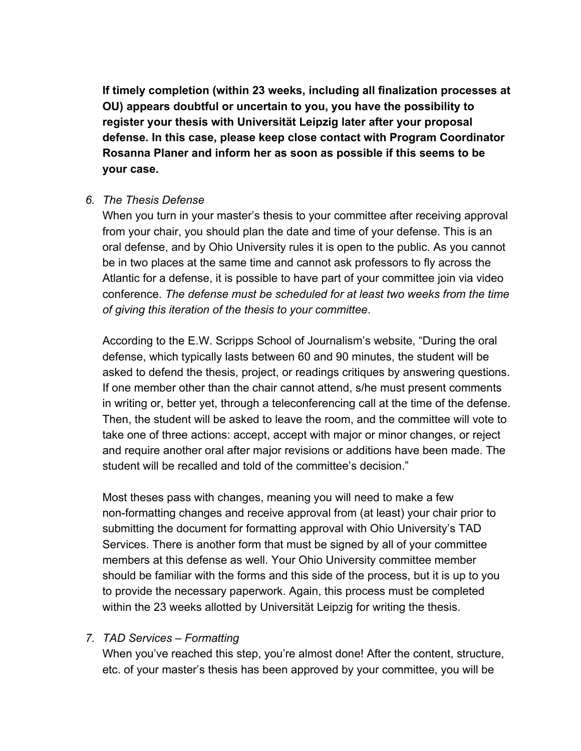**If timely completion (within 23 weeks, including all finalization processes at OU) appears doubtful or uncertain to you, you have the possibility to register your thesis with Universität Leipzig later after your proposal defense. In this case, please keep close contact with Program Coordinator Rosanna Planer and inform her as soon as possible if this seems to be your case.**

6. *The Thesis Defense*

   When you turn in your master's thesis to your committee after receiving approval from your chair, you should plan the date and time of your defense. This is an oral defense, and by Ohio University rules it is open to the public. As you cannot be in two places at the same time and cannot ask professors to fly across the Atlantic for a defense, it is possible to have part of your committee join via video conference. *The defense must be scheduled for at least two weeks from the time of giving this iteration of the thesis to your committee*.

   According to the E.W. Scripps School of Journalism's website, "During the oral defense, which typically lasts between 60 and 90 minutes, the student will be asked to defend the thesis, project, or readings critiques by answering questions. If one member other than the chair cannot attend, s/he must present comments in writing or, better yet, through a teleconferencing call at the time of the defense. Then, the student will be asked to leave the room, and the committee will vote to take one of three actions: accept, accept with major or minor changes, or reject and require another oral after major revisions or additions have been made. The student will be recalled and told of the committee's decision."

   Most theses pass with changes, meaning you will need to make a few non-formatting changes and receive approval from (at least) your chair prior to submitting the document for formatting approval with Ohio University's TAD Services. There is another form that must be signed by all of your committee members at this defense as well. Your Ohio University committee member should be familiar with the forms and this side of the process, but it is up to you to provide the necessary paperwork. Again, this process must be completed within the 23 weeks allotted by Universität Leipzig for writing the thesis.

7. *TAD Services – Formatting*

   When you've reached this step, you're almost done! After the content, structure, etc. of your master's thesis has been approved by your committee, you will be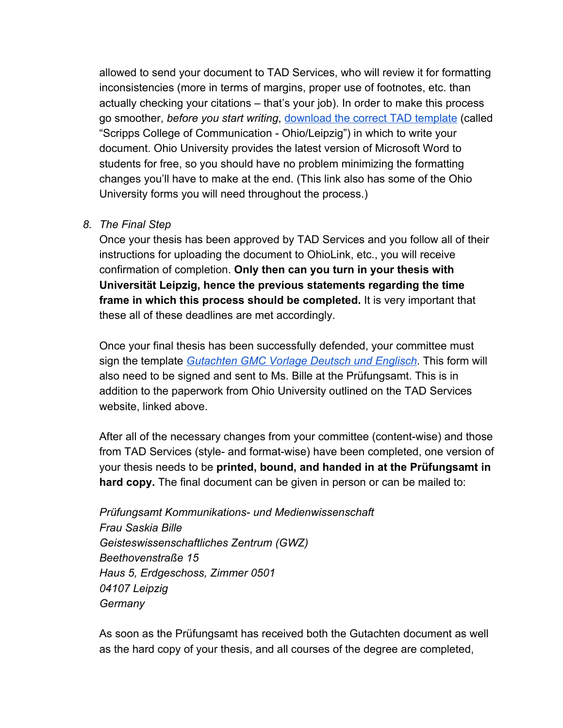allowed to send your document to TAD Services, who will review it for formatting inconsistencies (more in terms of margins, proper use of footnotes, etc. than actually checking your citations – that's your job). In order to make this process go smoother, *before you start writing*, [download the correct TAD template](#) (called "Scripps College of Communication - Ohio/Leipzig") in which to write your document. Ohio University provides the latest version of Microsoft Word to students for free, so you should have no problem minimizing the formatting changes you'll have to make at the end. (This link also has some of the Ohio University forms you will need throughout the process.)

8. *The Final Step*

   Once your thesis has been approved by TAD Services and you follow all of their instructions for uploading the document to OhioLink, etc., you will receive confirmation of completion. **Only then can you turn in your thesis with Universität Leipzig, hence the previous statements regarding the time frame in which this process should be completed.** It is very important that these all of these deadlines are met accordingly.

   Once your final thesis has been successfully defended, your committee must sign the template [*Gutachten GMC Vorlage Deutsch und Englisch*](#). This form will also need to be signed and sent to Ms. Bille at the Prüfungsamt. This is in addition to the paperwork from Ohio University outlined on the TAD Services website, linked above.

   After all of the necessary changes from your committee (content-wise) and those from TAD Services (style- and format-wise) have been completed, one version of your thesis needs to be **printed, bound, and handed in at the Prüfungsamt in hard copy.** The final document can be given in person or can be mailed to:

   *Prüfungsamt Kommunikations- und Medienwissenschaft*
   *Frau Saskia Bille*
   *Geisteswissenschaftliches Zentrum (GWZ)*
   *Beethovenstraße 15*
   *Haus 5, Erdgeschoss, Zimmer 0501*
   *04107 Leipzig*
   *Germany*

   As soon as the Prüfungsamt has received both the Gutachten document as well as the hard copy of your thesis, and all courses of the degree are completed,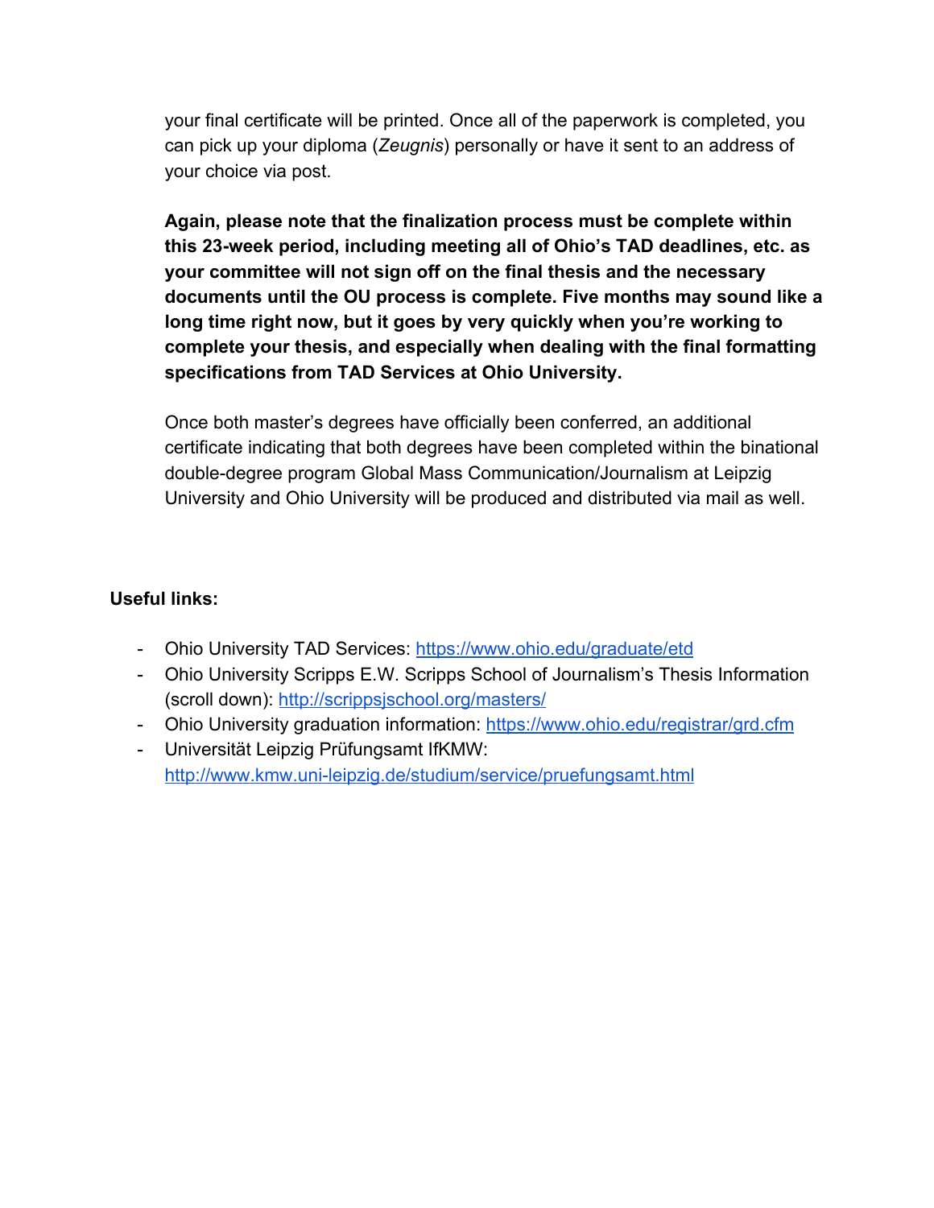your final certificate will be printed. Once all of the paperwork is completed, you can pick up your diploma (*Zeugnis*) personally or have it sent to an address of your choice via post.

**Again, please note that the finalization process must be complete within this 23-week period, including meeting all of Ohio's TAD deadlines, etc. as your committee will not sign off on the final thesis and the necessary documents until the OU process is complete. Five months may sound like a long time right now, but it goes by very quickly when you're working to complete your thesis, and especially when dealing with the final formatting specifications from TAD Services at Ohio University.**

Once both master's degrees have officially been conferred, an additional certificate indicating that both degrees have been completed within the binational double-degree program Global Mass Communication/Journalism at Leipzig University and Ohio University will be produced and distributed via mail as well.

**Useful links:**

- Ohio University TAD Services: https://www.ohio.edu/graduate/etd
- Ohio University Scripps E.W. Scripps School of Journalism's Thesis Information (scroll down): http://scrippsjschool.org/masters/
- Ohio University graduation information: https://www.ohio.edu/registrar/grd.cfm
- Universität Leipzig Prüfungsamt IfKMW: http://www.kmw.uni-leipzig.de/studium/service/pruefungsamt.html